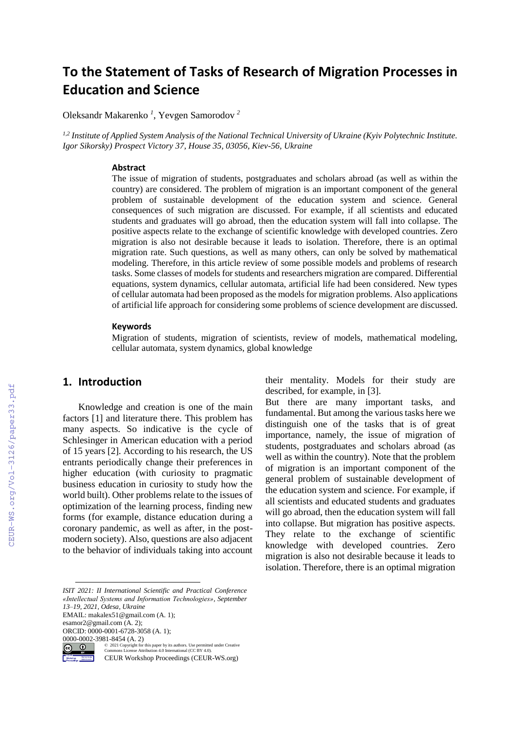# To the Statement of Tasks of Research of Migration Processes in Education and Science

Oleksandr Makarenko [1], Yevgen Samorodov [2]

*[1,2] Institute of Applied System Analysis of the National Technical University of Ukraine (Kyiv Polytechnic Institute. Igor Sikorsky) Prospect Victory 37, House 35, 03056, Kiev-56, Ukraine*

### Abstract

The issue of migration of students, postgraduates and scholars abroad (as well as within the country) are considered. The problem of migration is an important component of the general problem of sustainable development of the education system and science. General consequences of such migration are discussed. For example, if all scientists and educated students and graduates will go abroad, then the education system will fall into collapse. The positive aspects relate to the exchange of scientific knowledge with developed countries. Zero migration is also not desirable because it leads to isolation. Therefore, there is an optimal migration rate. Such questions, as well as many others, can only be solved by mathematical modeling. Therefore, in this article review of some possible models and problems of research tasks. Some classes of models for students and researchers migration are compared. Differential equations, system dynamics, cellular automata, artificial life had been considered. New types of cellular automata had been proposed as the models for migration problems. Also applications of artificial life approach for considering some problems of science development are discussed.

### Keywords

Migration of students, migration of scientists, review of models, mathematical modeling, cellular automata, system dynamics, global knowledge

## 1. Introduction

Knowledge and creation is one of the main factors [1] and literature there. This problem has many aspects. So indicative is the cycle of Schlesinger in American education with a period of 15 years [2]. According to his research, the US entrants periodically change their preferences in higher education (with curiosity to pragmatic business education in curiosity to study how the world built). Other problems relate to the issues of optimization of the learning process, finding new forms (for example, distance education during a coronary pandemic, as well as after, in the post-modern society). Also, questions are also adjacent to the behavior of individuals taking into account their mentality. Models for their study are described, for example, in [3].

But there are many important tasks, and fundamental. But among the various tasks here we distinguish one of the tasks that is of great importance, namely, the issue of migration of students, postgraduates and scholars abroad (as well as within the country). Note that the problem of migration is an important component of the general problem of sustainable development of the education system and science. For example, if all scientists and educated students and graduates will go abroad, then the education system will fall into collapse. But migration has positive aspects. They relate to the exchange of scientific knowledge with developed countries. Zero migration is also not desirable because it leads to isolation. Therefore, there is an optimal migration

---

*ISIT 2021: II International Scientific and Practical Conference «Intellectual Systems and Information Technologies», September 13–19, 2021, Odesa, Ukraine*
EMAIL: makalex51@gmail.com (A. 1); esamor2@gmail.com (A. 2);
ORCID: 0000-0001-6728-3058 (A. 1); 0000-0002-3981-8454 (A. 2)
© 2021 Copyright for this paper by its authors. Use permitted under Creative Commons License Attribution 4.0 International (CC BY 4.0).
CEUR Workshop Proceedings (CEUR-WS.org)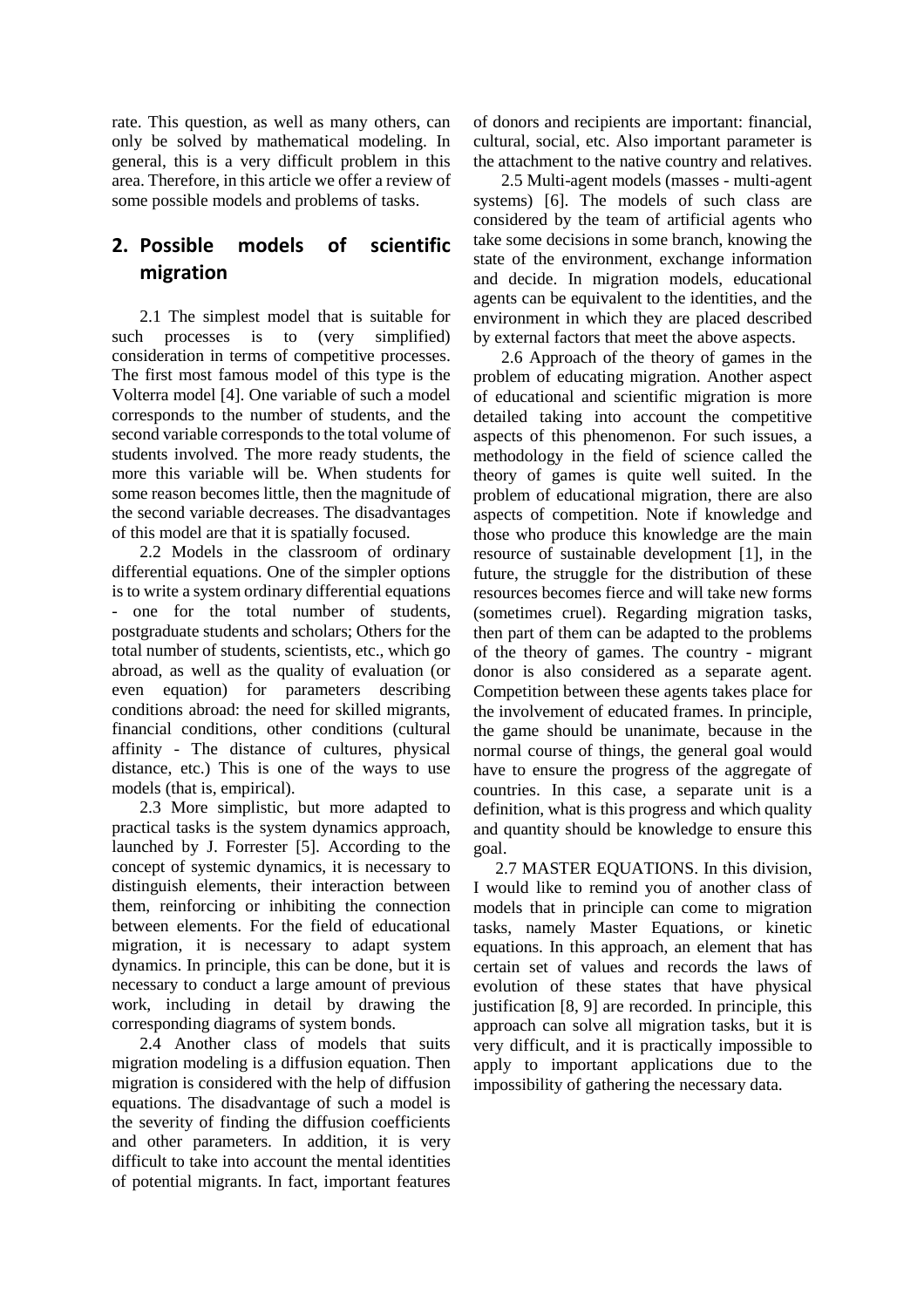rate. This question, as well as many others, can only be solved by mathematical modeling. In general, this is a very difficult problem in this area. Therefore, in this article we offer a review of some possible models and problems of tasks.

## 2. Possible models of scientific migration

2.1 The simplest model that is suitable for such processes is to (very simplified) consideration in terms of competitive processes. The first most famous model of this type is the Volterra model [4]. One variable of such a model corresponds to the number of students, and the second variable corresponds to the total volume of students involved. The more ready students, the more this variable will be. When students for some reason becomes little, then the magnitude of the second variable decreases. The disadvantages of this model are that it is spatially focused.

2.2 Models in the classroom of ordinary differential equations. One of the simpler options is to write a system ordinary differential equations - one for the total number of students, postgraduate students and scholars; Others for the total number of students, scientists, etc., which go abroad, as well as the quality of evaluation (or even equation) for parameters describing conditions abroad: the need for skilled migrants, financial conditions, other conditions (cultural affinity - The distance of cultures, physical distance, etc.) This is one of the ways to use models (that is, empirical).

2.3 More simplistic, but more adapted to practical tasks is the system dynamics approach, launched by J. Forrester [5]. According to the concept of systemic dynamics, it is necessary to distinguish elements, their interaction between them, reinforcing or inhibiting the connection between elements. For the field of educational migration, it is necessary to adapt system dynamics. In principle, this can be done, but it is necessary to conduct a large amount of previous work, including in detail by drawing the corresponding diagrams of system bonds.

2.4 Another class of models that suits migration modeling is a diffusion equation. Then migration is considered with the help of diffusion equations. The disadvantage of such a model is the severity of finding the diffusion coefficients and other parameters. In addition, it is very difficult to take into account the mental identities of potential migrants. In fact, important features of donors and recipients are important: financial, cultural, social, etc. Also important parameter is the attachment to the native country and relatives.

2.5 Multi-agent models (masses - multi-agent systems) [6]. The models of such class are considered by the team of artificial agents who take some decisions in some branch, knowing the state of the environment, exchange information and decide. In migration models, educational agents can be equivalent to the identities, and the environment in which they are placed described by external factors that meet the above aspects.

2.6 Approach of the theory of games in the problem of educating migration. Another aspect of educational and scientific migration is more detailed taking into account the competitive aspects of this phenomenon. For such issues, a methodology in the field of science called the theory of games is quite well suited. In the problem of educational migration, there are also aspects of competition. Note if knowledge and those who produce this knowledge are the main resource of sustainable development [1], in the future, the struggle for the distribution of these resources becomes fierce and will take new forms (sometimes cruel). Regarding migration tasks, then part of them can be adapted to the problems of the theory of games. The country - migrant donor is also considered as a separate agent. Competition between these agents takes place for the involvement of educated frames. In principle, the game should be unanimate, because in the normal course of things, the general goal would have to ensure the progress of the aggregate of countries. In this case, a separate unit is a definition, what is this progress and which quality and quantity should be knowledge to ensure this goal.

2.7 MASTER EQUATIONS. In this division, I would like to remind you of another class of models that in principle can come to migration tasks, namely Master Equations, or kinetic equations. In this approach, an element that has certain set of values and records the laws of evolution of these states that have physical justification [8, 9] are recorded. In principle, this approach can solve all migration tasks, but it is very difficult, and it is practically impossible to apply to important applications due to the impossibility of gathering the necessary data.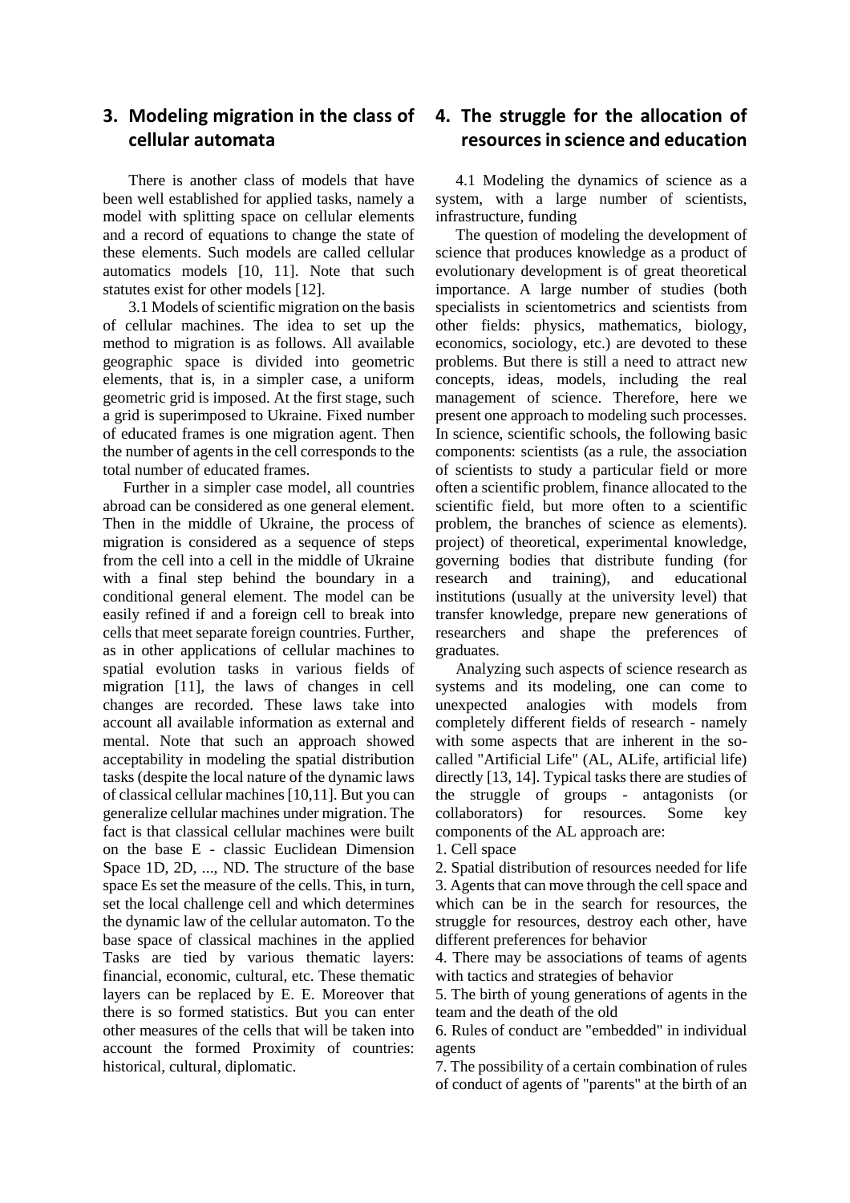## 3. Modeling migration in the class of cellular automata

There is another class of models that have been well established for applied tasks, namely a model with splitting space on cellular elements and a record of equations to change the state of these elements. Such models are called cellular automatics models [10, 11]. Note that such statutes exist for other models [12].

3.1 Models of scientific migration on the basis of cellular machines. The idea to set up the method to migration is as follows. All available geographic space is divided into geometric elements, that is, in a simpler case, a uniform geometric grid is imposed. At the first stage, such a grid is superimposed to Ukraine. Fixed number of educated frames is one migration agent. Then the number of agents in the cell corresponds to the total number of educated frames.

Further in a simpler case model, all countries abroad can be considered as one general element. Then in the middle of Ukraine, the process of migration is considered as a sequence of steps from the cell into a cell in the middle of Ukraine with a final step behind the boundary in a conditional general element. The model can be easily refined if and a foreign cell to break into cells that meet separate foreign countries. Further, as in other applications of cellular machines to spatial evolution tasks in various fields of migration [11], the laws of changes in cell changes are recorded. These laws take into account all available information as external and mental. Note that such an approach showed acceptability in modeling the spatial distribution tasks (despite the local nature of the dynamic laws of classical cellular machines [10,11]. But you can generalize cellular machines under migration. The fact is that classical cellular machines were built on the base E - classic Euclidean Dimension Space 1D, 2D, ..., ND. The structure of the base space Es set the measure of the cells. This, in turn, set the local challenge cell and which determines the dynamic law of the cellular automaton. To the base space of classical machines in the applied Tasks are tied by various thematic layers: financial, economic, cultural, etc. These thematic layers can be replaced by E. E. Moreover that there is so formed statistics. But you can enter other measures of the cells that will be taken into account the formed Proximity of countries: historical, cultural, diplomatic.

## 4. The struggle for the allocation of resources in science and education

4.1 Modeling the dynamics of science as a system, with a large number of scientists, infrastructure, funding

The question of modeling the development of science that produces knowledge as a product of evolutionary development is of great theoretical importance. A large number of studies (both specialists in scientometrics and scientists from other fields: physics, mathematics, biology, economics, sociology, etc.) are devoted to these problems. But there is still a need to attract new concepts, ideas, models, including the real management of science. Therefore, here we present one approach to modeling such processes. In science, scientific schools, the following basic components: scientists (as a rule, the association of scientists to study a particular field or more often a scientific problem, finance allocated to the scientific field, but more often to a scientific problem, the branches of science as elements). project) of theoretical, experimental knowledge, governing bodies that distribute funding (for research and training), and educational institutions (usually at the university level) that transfer knowledge, prepare new generations of researchers and shape the preferences of graduates.

Analyzing such aspects of science research as systems and its modeling, one can come to unexpected analogies with models from completely different fields of research - namely with some aspects that are inherent in the so-called "Artificial Life" (AL, ALife, artificial life) directly [13, 14]. Typical tasks there are studies of the struggle of groups - antagonists (or collaborators) for resources. Some key components of the AL approach are:

1. Cell space
2. Spatial distribution of resources needed for life
3. Agents that can move through the cell space and which can be in the search for resources, the struggle for resources, destroy each other, have different preferences for behavior
4. There may be associations of teams of agents with tactics and strategies of behavior
5. The birth of young generations of agents in the team and the death of the old
6. Rules of conduct are "embedded" in individual agents
7. The possibility of a certain combination of rules of conduct of agents of "parents" at the birth of an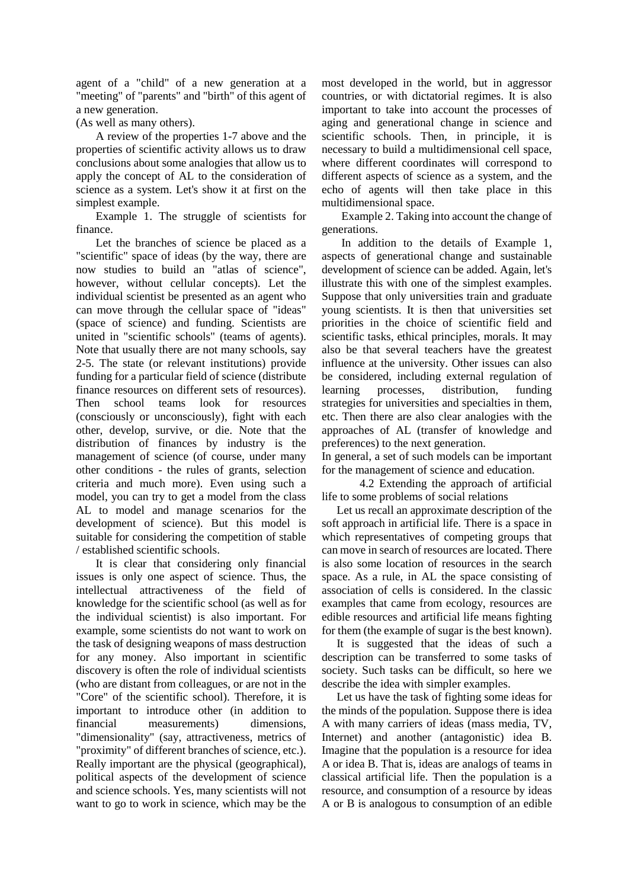agent of a "child" of a new generation at a "meeting" of "parents" and "birth" of this agent of a new generation.

(As well as many others).

A review of the properties 1-7 above and the properties of scientific activity allows us to draw conclusions about some analogies that allow us to apply the concept of AL to the consideration of science as a system. Let's show it at first on the simplest example.

Example 1. The struggle of scientists for finance.

Let the branches of science be placed as a "scientific" space of ideas (by the way, there are now studies to build an "atlas of science", however, without cellular concepts). Let the individual scientist be presented as an agent who can move through the cellular space of "ideas" (space of science) and funding. Scientists are united in "scientific schools" (teams of agents). Note that usually there are not many schools, say 2-5. The state (or relevant institutions) provide funding for a particular field of science (distribute finance resources on different sets of resources). Then school teams look for resources (consciously or unconsciously), fight with each other, develop, survive, or die. Note that the distribution of finances by industry is the management of science (of course, under many other conditions - the rules of grants, selection criteria and much more). Even using such a model, you can try to get a model from the class AL to model and manage scenarios for the development of science). But this model is suitable for considering the competition of stable / established scientific schools.

It is clear that considering only financial issues is only one aspect of science. Thus, the intellectual attractiveness of the field of knowledge for the scientific school (as well as for the individual scientist) is also important. For example, some scientists do not want to work on the task of designing weapons of mass destruction for any money. Also important in scientific discovery is often the role of individual scientists (who are distant from colleagues, or are not in the "Core" of the scientific school). Therefore, it is important to introduce other (in addition to financial measurements) dimensions, "dimensionality" (say, attractiveness, metrics of "proximity" of different branches of science, etc.). Really important are the physical (geographical), political aspects of the development of science and science schools. Yes, many scientists will not want to go to work in science, which may be the most developed in the world, but in aggressor countries, or with dictatorial regimes. It is also important to take into account the processes of aging and generational change in science and scientific schools. Then, in principle, it is necessary to build a multidimensional cell space, where different coordinates will correspond to different aspects of science as a system, and the echo of agents will then take place in this multidimensional space.

Example 2. Taking into account the change of generations.

In addition to the details of Example 1, aspects of generational change and sustainable development of science can be added. Again, let's illustrate this with one of the simplest examples. Suppose that only universities train and graduate young scientists. It is then that universities set priorities in the choice of scientific field and scientific tasks, ethical principles, morals. It may also be that several teachers have the greatest influence at the university. Other issues can also be considered, including external regulation of learning processes, distribution, funding strategies for universities and specialties in them, etc. Then there are also clear analogies with the approaches of AL (transfer of knowledge and preferences) to the next generation.

In general, a set of such models can be important for the management of science and education.

### 4.2 Extending the approach of artificial life to some problems of social relations

Let us recall an approximate description of the soft approach in artificial life. There is a space in which representatives of competing groups that can move in search of resources are located. There is also some location of resources in the search space. As a rule, in AL the space consisting of association of cells is considered. In the classic examples that came from ecology, resources are edible resources and artificial life means fighting for them (the example of sugar is the best known).

It is suggested that the ideas of such a description can be transferred to some tasks of society. Such tasks can be difficult, so here we describe the idea with simpler examples.

Let us have the task of fighting some ideas for the minds of the population. Suppose there is idea A with many carriers of ideas (mass media, TV, Internet) and another (antagonistic) idea B. Imagine that the population is a resource for idea A or idea B. That is, ideas are analogs of teams in classical artificial life. Then the population is a resource, and consumption of a resource by ideas A or B is analogous to consumption of an edible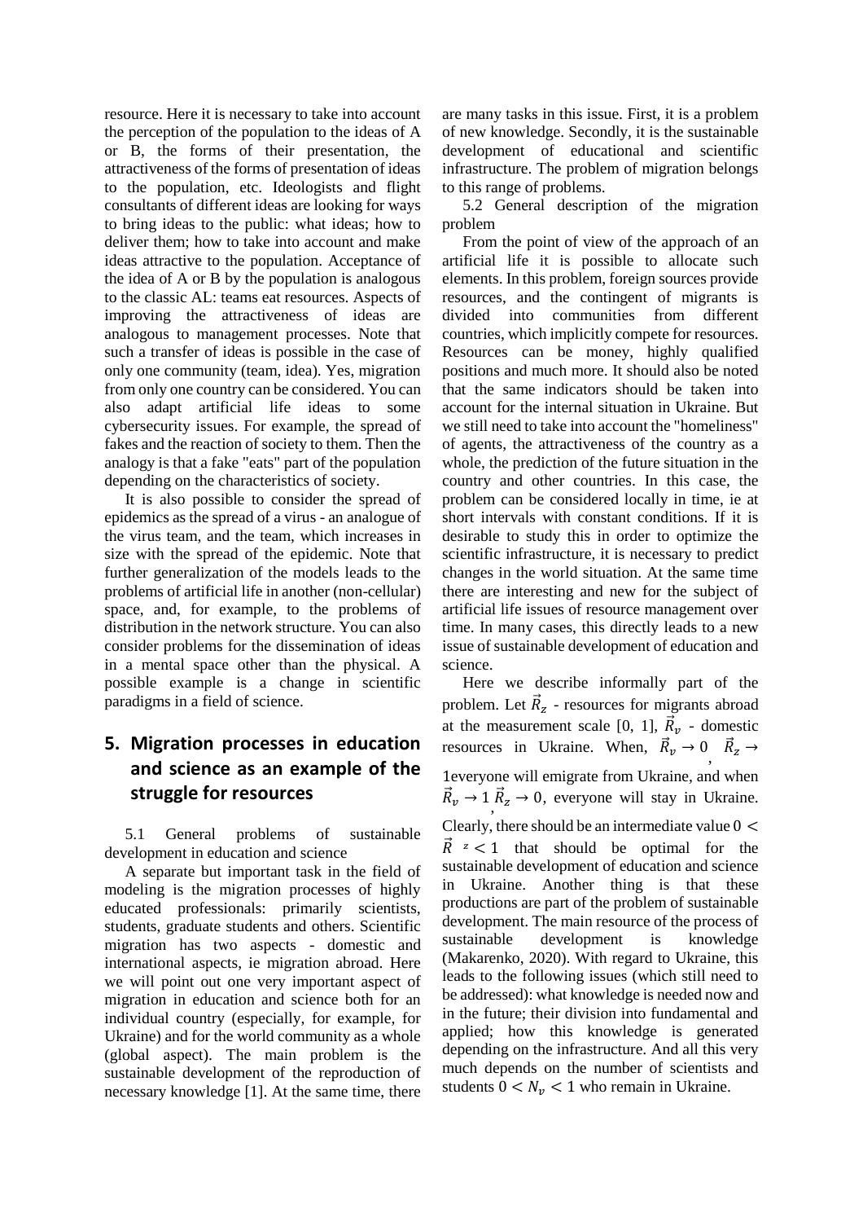resource. Here it is necessary to take into account the perception of the population to the ideas of A or B, the forms of their presentation, the attractiveness of the forms of presentation of ideas to the population, etc. Ideologists and flight consultants of different ideas are looking for ways to bring ideas to the public: what ideas; how to deliver them; how to take into account and make ideas attractive to the population. Acceptance of the idea of A or B by the population is analogous to the classic AL: teams eat resources. Aspects of improving the attractiveness of ideas are analogous to management processes. Note that such a transfer of ideas is possible in the case of only one community (team, idea). Yes, migration from only one country can be considered. You can also adapt artificial life ideas to some cybersecurity issues. For example, the spread of fakes and the reaction of society to them. Then the analogy is that a fake "eats" part of the population depending on the characteristics of society.

It is also possible to consider the spread of epidemics as the spread of a virus - an analogue of the virus team, and the team, which increases in size with the spread of the epidemic. Note that further generalization of the models leads to the problems of artificial life in another (non-cellular) space, and, for example, to the problems of distribution in the network structure. You can also consider problems for the dissemination of ideas in a mental space other than the physical. A possible example is a change in scientific paradigms in a field of science.

## 5. Migration processes in education and science as an example of the struggle for resources

5.1 General problems of sustainable development in education and science

A separate but important task in the field of modeling is the migration processes of highly educated professionals: primarily scientists, students, graduate students and others. Scientific migration has two aspects - domestic and international aspects, ie migration abroad. Here we will point out one very important aspect of migration in education and science both for an individual country (especially, for example, for Ukraine) and for the world community as a whole (global aspect). The main problem is the sustainable development of the reproduction of necessary knowledge [1]. At the same time, there are many tasks in this issue. First, it is a problem of new knowledge. Secondly, it is the sustainable development of educational and scientific infrastructure. The problem of migration belongs to this range of problems.

5.2 General description of the migration problem

From the point of view of the approach of an artificial life it is possible to allocate such elements. In this problem, foreign sources provide resources, and the contingent of migrants is divided into communities from different countries, which implicitly compete for resources. Resources can be money, highly qualified positions and much more. It should also be noted that the same indicators should be taken into account for the internal situation in Ukraine. But we still need to take into account the "homeliness" of agents, the attractiveness of the country as a whole, the prediction of the future situation in the country and other countries. In this case, the problem can be considered locally in time, ie at short intervals with constant conditions. If it is desirable to study this in order to optimize the scientific infrastructure, it is necessary to predict changes in the world situation. At the same time there are interesting and new for the subject of artificial life issues of resource management over time. In many cases, this directly leads to a new issue of sustainable development of education and science.

Here we describe informally part of the problem. Let $\vec{R}_z$ - resources for migrants abroad at the measurement scale [0, 1], $\vec{R}_v$ - domestic resources in Ukraine. When, $\vec{R}_v \to 0$, $\vec{R}_z \to 1$ everyone will emigrate from Ukraine, and when $\vec{R}_v \to 1$, $\vec{R}_z \to 0$, everyone will stay in Ukraine. Clearly, there should be an intermediate value $0 < \vec{R}_z < 1$ that should be optimal for the sustainable development of education and science in Ukraine. Another thing is that these productions are part of the problem of sustainable development. The main resource of the process of sustainable development is knowledge (Makarenko, 2020). With regard to Ukraine, this leads to the following issues (which still need to be addressed): what knowledge is needed now and in the future; their division into fundamental and applied; how this knowledge is generated depending on the infrastructure. And all this very much depends on the number of scientists and students $0 < N_v < 1$ who remain in Ukraine.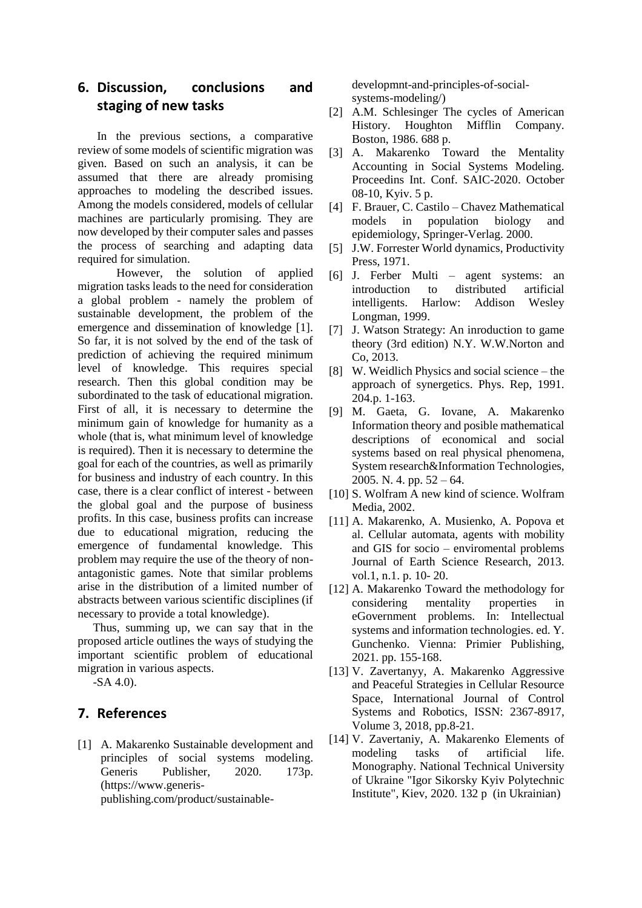## 6. Discussion, conclusions and staging of new tasks

In the previous sections, a comparative review of some models of scientific migration was given. Based on such an analysis, it can be assumed that there are already promising approaches to modeling the described issues. Among the models considered, models of cellular machines are particularly promising. They are now developed by their computer sales and passes the process of searching and adapting data required for simulation.

However, the solution of applied migration tasks leads to the need for consideration a global problem - namely the problem of sustainable development, the problem of the emergence and dissemination of knowledge [1]. So far, it is not solved by the end of the task of prediction of achieving the required minimum level of knowledge. This requires special research. Then this global condition may be subordinated to the task of educational migration. First of all, it is necessary to determine the minimum gain of knowledge for humanity as a whole (that is, what minimum level of knowledge is required). Then it is necessary to determine the goal for each of the countries, as well as primarily for business and industry of each country. In this case, there is a clear conflict of interest - between the global goal and the purpose of business profits. In this case, business profits can increase due to educational migration, reducing the emergence of fundamental knowledge. This problem may require the use of the theory of non-antagonistic games. Note that similar problems arise in the distribution of a limited number of abstracts between various scientific disciplines (if necessary to provide a total knowledge).

Thus, summing up, we can say that in the proposed article outlines the ways of studying the important scientific problem of educational migration in various aspects.

-SA 4.0).

## 7. References

[1] A. Makarenko Sustainable development and principles of social systems modeling. Generis Publisher, 2020. 173p. (https://www.generis-publishing.com/product/sustainable-developmnt-and-principles-of-social-systems-modeling/)

[2] A.M. Schlesinger The cycles of American History. Houghton Mifflin Company. Boston, 1986. 688 p.

[3] A. Makarenko Toward the Mentality Accounting in Social Systems Modeling. Proceedins Int. Conf. SAIC-2020. October 08-10, Kyiv. 5 p.

[4] F. Brauer, C. Castilo – Chavez Mathematical models in population biology and epidemiology, Springer-Verlag. 2000.

[5] J.W. Forrester World dynamics, Productivity Press, 1971.

[6] J. Ferber Multi – agent systems: an introduction to distributed artificial intelligents. Harlow: Addison Wesley Longman, 1999.

[7] J. Watson Strategy: An inroduction to game theory (3rd edition) N.Y. W.W.Norton and Co, 2013.

[8] W. Weidlich Physics and social science – the approach of synergetics. Phys. Rep, 1991. 204.p. 1-163.

[9] M. Gaeta, G. Iovane, A. Makarenko Information theory and posible mathematical descriptions of economical and social systems based on real physical phenomena, System research&Information Technologies, 2005. N. 4. pp. 52 – 64.

[10] S. Wolfram A new kind of science. Wolfram Media, 2002.

[11] A. Makarenko, A. Musienko, A. Popova et al. Cellular automata, agents with mobility and GIS for socio – enviromental problems Journal of Earth Science Research, 2013. vol.1, n.1. p. 10- 20.

[12] A. Makarenko Toward the methodology for considering mentality properties in eGovernment problems. In: Intellectual systems and information technologies. ed. Y. Gunchenko. Vienna: Primier Publishing, 2021. pp. 155-168.

[13] V. Zavertanyy, A. Makarenko Aggressive and Peaceful Strategies in Cellular Resource Space, International Journal of Control Systems and Robotics, ISSN: 2367-8917, Volume 3, 2018, pp.8-21.

[14] V. Zavertaniy, A. Makarenko Elements of modeling tasks of artificial life. Monography. National Technical University of Ukraine "Igor Sikorsky Kyiv Polytechnic Institute", Kiev, 2020. 132 p (in Ukrainian)